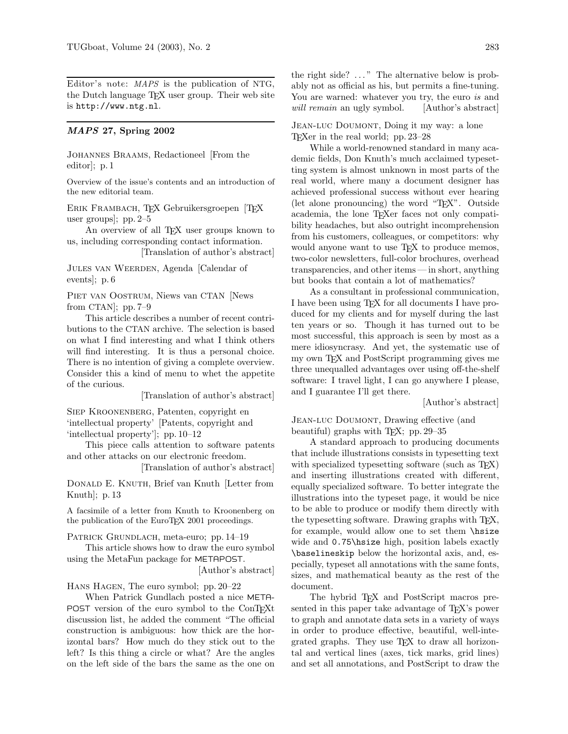Editor's note: *MAPS* is the publication of NTG, the Dutch language TeX user group. Their web site is http://www.ntg.nl.

## *MAPS* 27, Spring 2002

Johannes Braams, Redactioneel [From the editor]; p. 1

Overview of the issue's contents and an introduction of the new editorial team.

Erik Frambach, TeX Gebruikersgroepen [TeX user groups]; pp. 2–5

An overview of all TeX user groups known to us, including corresponding contact information.

[Translation of author's abstract]

Jules van Weerden, Agenda [Calendar of events]; p. 6

Piet van Oostrum, Niews van CTAN [News from CTAN]; pp. 7–9

This article describes a number of recent contributions to the CTAN archive. The selection is based on what I find interesting and what I think others will find interesting. It is thus a personal choice. There is no intention of giving a complete overview. Consider this a kind of menu to whet the appetite of the curious.

[Translation of author's abstract]

Siep Kroonenberg, Patenten, copyright en 'intellectual property' [Patents, copyright and 'intellectual property']; pp. 10–12

This piece calls attention to software patents and other attacks on our electronic freedom.

[Translation of author's abstract]

Donald E. Knuth, Brief van Knuth [Letter from Knuth]; p. 13

A facsimile of a letter from Knuth to Kroonenberg on the publication of the EuroTeX 2001 proceedings.

Patrick Grundlach, meta-euro; pp. 14–19

This article shows how to draw the euro symbol using the MetaFun package for METAPOST.

[Author's abstract]

Hans Hagen, The euro symbol; pp. 20–22

When Patrick Gundlach posted a nice METAPOST version of the euro symbol to the ConTeXt discussion list, he added the comment "The official construction is ambiguous: how thick are the horizontal bars? How much do they stick out to the left? Is this thing a circle or what? Are the angles on the left side of the bars the same as the one on the right side? ..." The alternative below is probably not as official as his, but permits a fine-tuning. You are warned: whatever you try, the euro *is* and *will remain* an ugly symbol. [Author's abstract]

Jean-luc Doumont, Doing it my way: a lone TeXer in the real world; pp. 23–28

While a world-renowned standard in many academic fields, Don Knuth's much acclaimed typesetting system is almost unknown in most parts of the real world, where many a document designer has achieved professional success without ever hearing (let alone pronouncing) the word "TeX". Outside academia, the lone TeXer faces not only compatibility headaches, but also outright incomprehension from his customers, colleagues, or competitors: why would anyone want to use TeX to produce memos, two-color newsletters, full-color brochures, overhead transparencies, and other items — in short, anything but books that contain a lot of mathematics?

As a consultant in professional communication, I have been using TeX for all documents I have produced for my clients and for myself during the last ten years or so. Though it has turned out to be most successful, this approach is seen by most as a mere idiosyncrasy. And yet, the systematic use of my own TeX and PostScript programming gives me three unequalled advantages over using off-the-shelf software: I travel light, I can go anywhere I please, and I guarantee I'll get there.

[Author's abstract]

Jean-luc Doumont, Drawing effective (and beautiful) graphs with TeX; pp. 29–35

A standard approach to producing documents that include illustrations consists in typesetting text with specialized typesetting software (such as TeX) and inserting illustrations created with different, equally specialized software. To better integrate the illustrations into the typeset page, it would be nice to be able to produce or modify them directly with the typesetting software. Drawing graphs with TeX, for example, would allow one to set them `\hsize` wide and `0.75\hsize` high, position labels exactly `\baselineskip` below the horizontal axis, and, especially, typeset all annotations with the same fonts, sizes, and mathematical beauty as the rest of the document.

The hybrid TeX and PostScript macros presented in this paper take advantage of TeX's power to graph and annotate data sets in a variety of ways in order to produce effective, beautiful, well-integrated graphs. They use TeX to draw all horizontal and vertical lines (axes, tick marks, grid lines) and set all annotations, and PostScript to draw the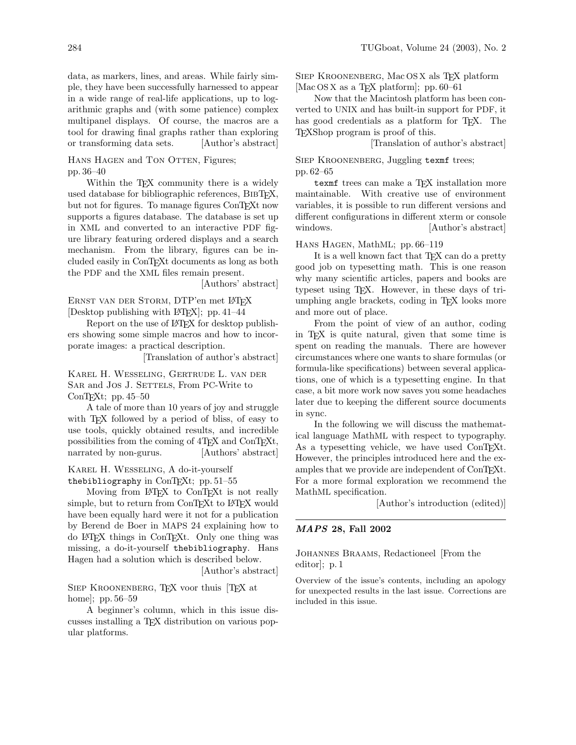data, as markers, lines, and areas. While fairly simple, they have been successfully harnessed to appear in a wide range of real-life applications, up to logarithmic graphs and (with some patience) complex multipanel displays. Of course, the macros are a tool for drawing final graphs rather than exploring or transforming data sets. [Author's abstract]

Hans Hagen and Ton Otten, Figures; pp. 36–40

Within the TeX community there is a widely used database for bibliographic references, BibTeX, but not for figures. To manage figures ConTeXt now supports a figures database. The database is set up in XML and converted to an interactive PDF figure library featuring ordered displays and a search mechanism. From the library, figures can be included easily in ConTeXt documents as long as both the PDF and the XML files remain present.

[Authors' abstract]

Ernst van der Storm, DTP'en met LaTeX [Desktop publishing with LaTeX]; pp. 41–44

Report on the use of LaTeX for desktop publishers showing some simple macros and how to incorporate images: a practical description.

[Translation of author's abstract]

Karel H. Wesseling, Gertrude L. van der Sar and Jos J. Settels, From PC-Write to ConTeXt; pp. 45–50

A tale of more than 10 years of joy and struggle with TeX followed by a period of bliss, of easy to use tools, quickly obtained results, and incredible possibilities from the coming of 4TeX and ConTeXt, narrated by non-gurus. [Authors' abstract]

Karel H. Wesseling, A do-it-yourself `thebibliography` in ConTeXt; pp. 51–55

Moving from LaTeX to ConTeXt is not really simple, but to return from ConTeXt to LaTeX would have been equally hard were it not for a publication by Berend de Boer in MAPS 24 explaining how to do LaTeX things in ConTeXt. Only one thing was missing, a do-it-yourself `thebibliography`. Hans Hagen had a solution which is described below.

[Author's abstract]

Siep Kroonenberg, TeX voor thuis [TeX at home]; pp. 56–59

A beginner's column, which in this issue discusses installing a TeX distribution on various popular platforms.

Siep Kroonenberg, Mac OS X als TeX platform [Mac OS X as a TeX platform]; pp. 60–61

Now that the Macintosh platform has been converted to UNIX and has built-in support for PDF, it has good credentials as a platform for TeX. The TeXShop program is proof of this.

[Translation of author's abstract]

Siep Kroonenberg, Juggling `texmf` trees; pp. 62–65

`texmf` trees can make a TeX installation more maintainable. With creative use of environment variables, it is possible to run different versions and different configurations in different xterm or console windows. [Author's abstract]

Hans Hagen, MathML; pp. 66–119

It is a well known fact that TeX can do a pretty good job on typesetting math. This is one reason why many scientific articles, papers and books are typeset using TeX. However, in these days of triumphing angle brackets, coding in TeX looks more and more out of place.

From the point of view of an author, coding in TeX is quite natural, given that some time is spent on reading the manuals. There are however circumstances where one wants to share formulas (or formula-like specifications) between several applications, one of which is a typesetting engine. In that case, a bit more work now saves you some headaches later due to keeping the different source documents in sync.

In the following we will discuss the mathematical language MathML with respect to typography. As a typesetting vehicle, we have used ConTeXt. However, the principles introduced here and the examples that we provide are independent of ConTeXt. For a more formal exploration we recommend the MathML specification.

[Author's introduction (edited)]

---

## *MAPS* 28, Fall 2002

Johannes Braams, Redactioneel [From the editor]; p. 1

Overview of the issue's contents, including an apology for unexpected results in the last issue. Corrections are included in this issue.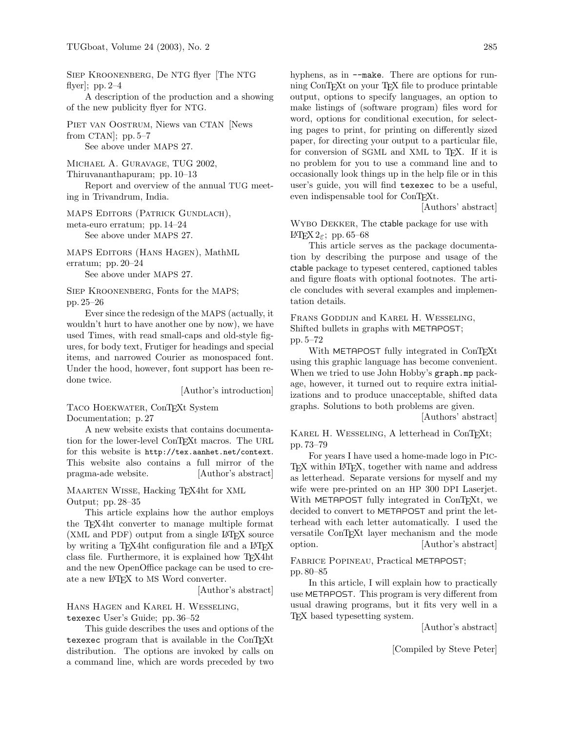Siep Kroonenberg, De NTG flyer [The NTG flyer]; pp. 2–4

A description of the production and a showing of the new publicity flyer for NTG.

Piet van Oostrum, Niews van CTAN [News from CTAN]; pp. 5–7

See above under MAPS 27.

Michael A. Guravage, TUG 2002, Thiruvananthapuram; pp. 10–13

Report and overview of the annual TUG meeting in Trivandrum, India.

MAPS Editors (Patrick Gundlach), meta-euro erratum; pp. 14–24

See above under MAPS 27.

MAPS Editors (Hans Hagen), MathML erratum; pp. 20–24

See above under MAPS 27.

Siep Kroonenberg, Fonts for the MAPS; pp. 25–26

Ever since the redesign of the MAPS (actually, it wouldn't hurt to have another one by now), we have used Times, with read small-caps and old-style figures, for body text, Frutiger for headings and special items, and narrowed Courier as monospaced font. Under the hood, however, font support has been redone twice.

[Author's introduction]

Taco Hoekwater, ConTEXt System Documentation; p. 27

A new website exists that contains documentation for the lower-level ConTEXt macros. The URL for this website is `http://tex.aanhet.net/context`. This website also contains a full mirror of the pragma-ade website. [Author's abstract]

Maarten Wisse, Hacking TEX4ht for XML Output; pp. 28–35

This article explains how the author employs the TEX4ht converter to manage multiple format (XML and PDF) output from a single LATEX source by writing a TEX4ht configuration file and a LATEX class file. Furthermore, it is explained how TEX4ht and the new OpenOffice package can be used to create a new LATEX to MS Word converter.

[Author's abstract]

Hans Hagen and Karel H. Wesseling, `texexec` User's Guide; pp. 36–52

This guide describes the uses and options of the `texexec` program that is available in the ConTEXt distribution. The options are invoked by calls on a command line, which are words preceded by two hyphens, as in `--make`. There are options for running ConTEXt on your TEX file to produce printable output, options to specify languages, an option to make listings of (software program) files word for word, options for conditional execution, for selecting pages to print, for printing on differently sized paper, for directing your output to a particular file, for conversion of SGML and XML to TEX. If it is no problem for you to use a command line and to occasionally look things up in the help file or in this user's guide, you will find `texexec` to be a useful, even indispensable tool for ConTEXt.

[Authors' abstract]

Wybo Dekker, The ctable package for use with LATEX $2_\varepsilon$; pp. 65–68

This article serves as the package documentation by describing the purpose and usage of the ctable package to typeset centered, captioned tables and figure floats with optional footnotes. The article concludes with several examples and implementation details.

Frans Goddijn and Karel H. Wesseling, Shifted bullets in graphs with METAPOST; pp. 5–72

With METAPOST fully integrated in ConTEXt using this graphic language has become convenient. When we tried to use John Hobby's `graph.mp` package, however, it turned out to require extra initializations and to produce unacceptable, shifted data graphs. Solutions to both problems are given.

[Authors' abstract]

Karel H. Wesseling, A letterhead in ConTEXt; pp. 73–79

For years I have used a home-made logo in PicTEX within LATEX, together with name and address as letterhead. Separate versions for myself and my wife were pre-printed on an HP 300 DPI Laserjet. With METAPOST fully integrated in ConTEXt, we decided to convert to METAPOST and print the letterhead with each letter automatically. I used the versatile ConTEXt layer mechanism and the mode option. [Author's abstract]

Fabrice Popineau, Practical METAPOST; pp. 80–85

In this article, I will explain how to practically use METAPOST. This program is very different from usual drawing programs, but it fits very well in a TEX based typesetting system.

[Author's abstract]

[Compiled by Steve Peter]